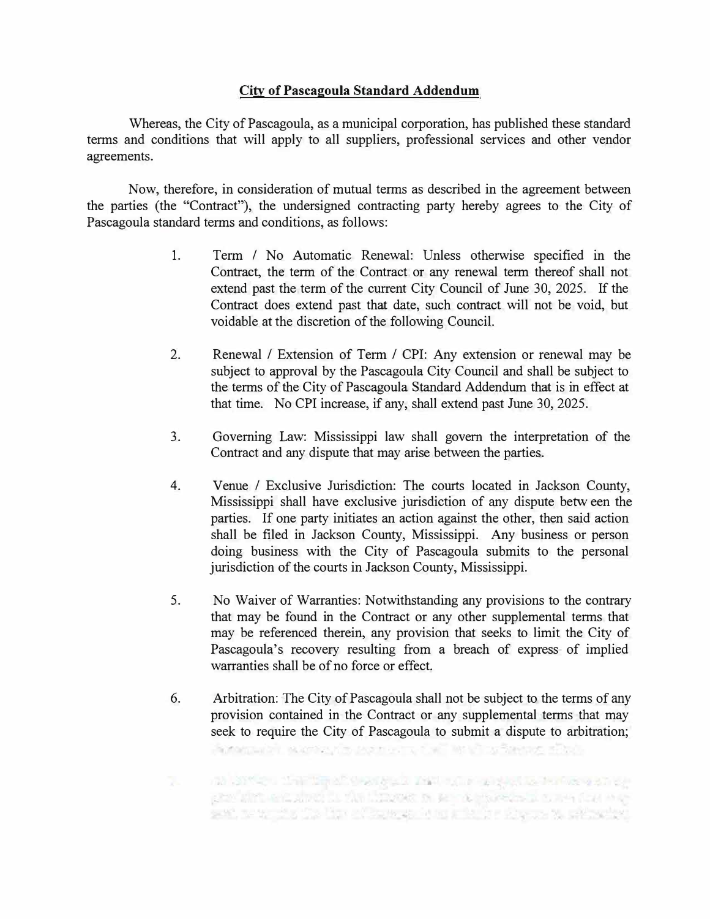**City of Pascagoula Standard Addendum**

Whereas, the City of Pascagoula, as a municipal corporation, has published these standard terms and conditions that will apply to all suppliers, professional services and other vendor agreements.

Now, therefore, in consideration of mutual terms as described in the agreement between the parties (the "Contract"), the undersigned contracting party hereby agrees to the City of Pascagoula standard terms and conditions, as follows:

1. Term / No Automatic Renewal: Unless otherwise specified in the Contract, the term of the Contract or any renewal term thereof shall not extend past the term of the current City Council of June 30, 2025. If the Contract does extend past that date, such contract will not be void, but voidable at the discretion of the following Council.

2. Renewal / Extension of Term / CPI: Any extension or renewal may be subject to approval by the Pascagoula City Council and shall be subject to the terms of the City of Pascagoula Standard Addendum that is in effect at that time. No CPI increase, if any, shall extend past June 30, 2025.

3. Governing Law: Mississippi law shall govern the interpretation of the Contract and any dispute that may arise between the parties.

4. Venue / Exclusive Jurisdiction: The courts located in Jackson County, Mississippi shall have exclusive jurisdiction of any dispute betw een the parties. If one party initiates an action against the other, then said action shall be filed in Jackson County, Mississippi. Any business or person doing business with the City of Pascagoula submits to the personal jurisdiction of the courts in Jackson County, Mississippi.

5. No Waiver of Warranties: Notwithstanding any provisions to the contrary that may be found in the Contract or any other supplemental terms that may be referenced therein, any provision that seeks to limit the City of Pascagoula's recovery resulting from a breach of express of implied warranties shall be of no force or effect.

6. Arbitration: The City of Pascagoula shall not be subject to the terms of any provision contained in the Contract or any supplemental terms that may seek to require the City of Pascagoula to submit a dispute to arbitration;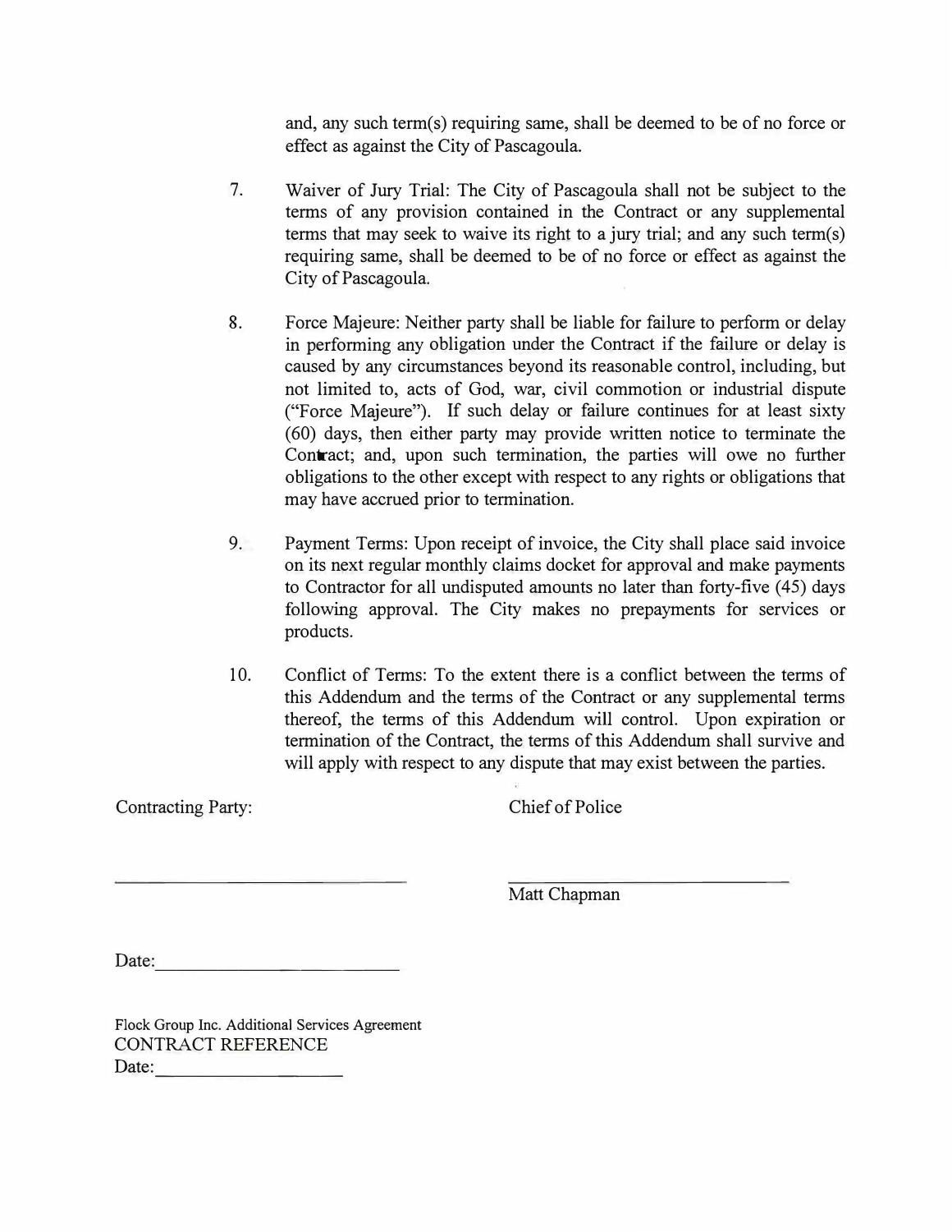and, any such term(s) requiring same, shall be deemed to be of no force or effect as against the City of Pascagoula.

7. Waiver of Jury Trial: The City of Pascagoula shall not be subject to the terms of any provision contained in the Contract or any supplemental terms that may seek to waive its right to a jury trial; and any such term(s) requiring same, shall be deemed to be of no force or effect as against the City of Pascagoula.

8. Force Majeure: Neither party shall be liable for failure to perform or delay in performing any obligation under the Contract if the failure or delay is caused by any circumstances beyond its reasonable control, including, but not limited to, acts of God, war, civil commotion or industrial dispute ("Force Majeure"). If such delay or failure continues for at least sixty (60) days, then either party may provide written notice to terminate the Contract; and, upon such termination, the parties will owe no further obligations to the other except with respect to any rights or obligations that may have accrued prior to termination.

9. Payment Terms: Upon receipt of invoice, the City shall place said invoice on its next regular monthly claims docket for approval and make payments to Contractor for all undisputed amounts no later than forty-five (45) days following approval. The City makes no prepayments for services or products.

10. Conflict of Terms: To the extent there is a conflict between the terms of this Addendum and the terms of the Contract or any supplemental terms thereof, the terms of this Addendum will control. Upon expiration or termination of the Contract, the terms of this Addendum shall survive and will apply with respect to any dispute that may exist between the parties.

Contracting Party:

\_\_\_\_\_\_\_\_\_\_\_\_\_\_\_\_\_\_\_\_\_\_\_\_\_\_\_\_

Date: \_\_\_\_\_\_\_\_\_\_\_\_\_\_\_\_\_\_\_\_\_\_

Chief of Police

\_\_\_\_\_\_\_\_\_\_\_\_\_\_\_\_\_\_\_\_\_\_\_\_\_\_\_\_

Matt Chapman

Flock Group Inc. Additional Services Agreement
CONTRACT REFERENCE
Date: \_\_\_\_\_\_\_\_\_\_\_\_\_\_\_\_\_\_